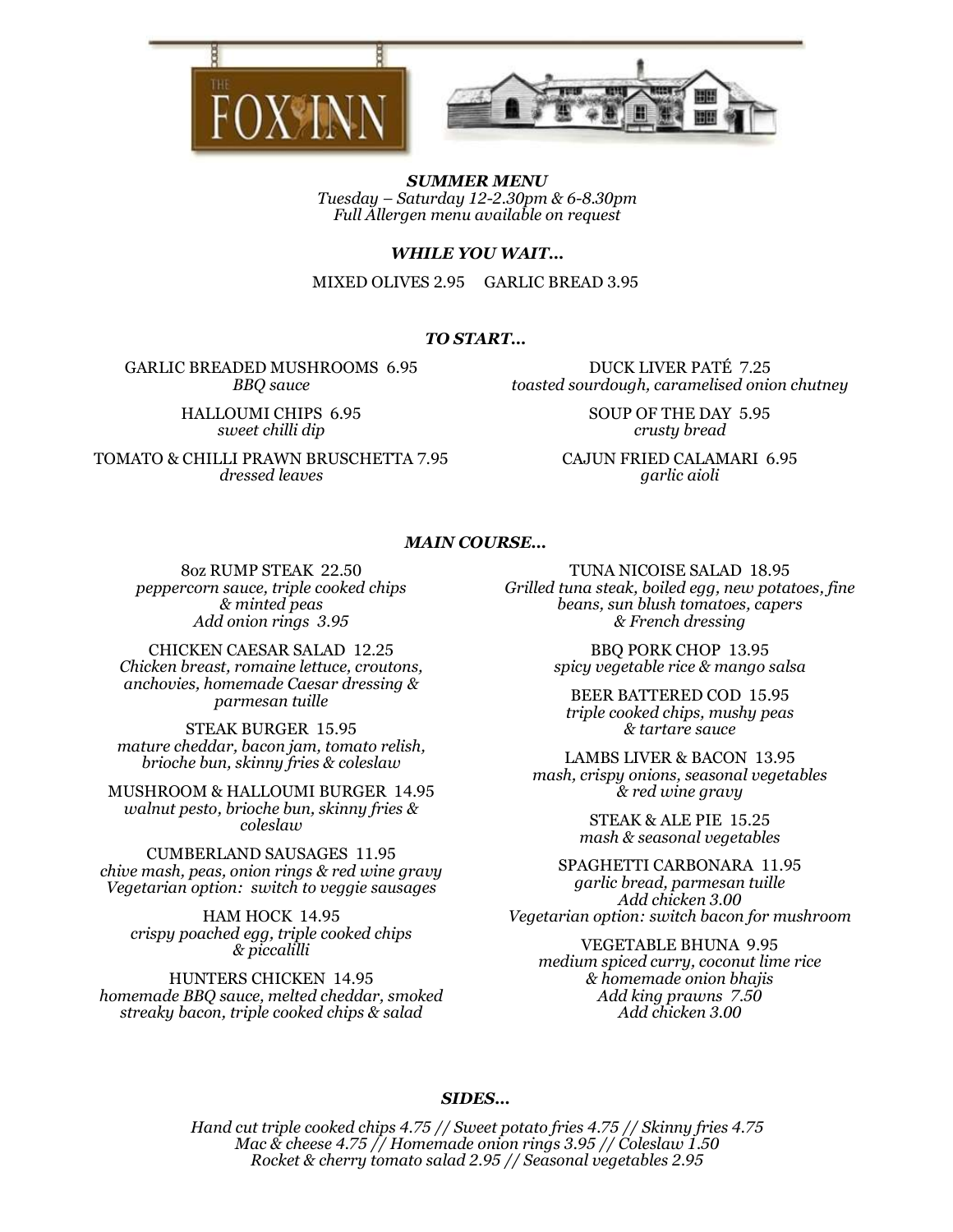# THE FOX INN

***SUMMER MENU***

*Tuesday – Saturday 12-2.30pm & 6-8.30pm*
*Full Allergen menu available on request*

## *WHILE YOU WAIT…*

MIXED OLIVES 2.95 GARLIC BREAD 3.95

## *TO START…*

GARLIC BREADED MUSHROOMS 6.95
*BBQ sauce*

HALLOUMI CHIPS 6.95
*sweet chilli dip*

TOMATO & CHILLI PRAWN BRUSCHETTA 7.95
*dressed leaves*

DUCK LIVER PATÉ 7.25
*toasted sourdough, caramelised onion chutney*

SOUP OF THE DAY 5.95
*crusty bread*

CAJUN FRIED CALAMARI 6.95
*garlic aioli*

## *MAIN COURSE…*

8oz RUMP STEAK 22.50
*peppercorn sauce, triple cooked chips & minted peas*
*Add onion rings 3.95*

CHICKEN CAESAR SALAD 12.25
*Chicken breast, romaine lettuce, croutons, anchovies, homemade Caesar dressing & parmesan tuille*

STEAK BURGER 15.95
*mature cheddar, bacon jam, tomato relish, brioche bun, skinny fries & coleslaw*

MUSHROOM & HALLOUMI BURGER 14.95
*walnut pesto, brioche bun, skinny fries & coleslaw*

CUMBERLAND SAUSAGES 11.95
*chive mash, peas, onion rings & red wine gravy*
*Vegetarian option: switch to veggie sausages*

HAM HOCK 14.95
*crispy poached egg, triple cooked chips & piccalilli*

HUNTERS CHICKEN 14.95
*homemade BBQ sauce, melted cheddar, smoked streaky bacon, triple cooked chips & salad*

TUNA NICOISE SALAD 18.95
*Grilled tuna steak, boiled egg, new potatoes, fine beans, sun blush tomatoes, capers & French dressing*

BBQ PORK CHOP 13.95
*spicy vegetable rice & mango salsa*

BEER BATTERED COD 15.95
*triple cooked chips, mushy peas & tartare sauce*

LAMBS LIVER & BACON 13.95
*mash, crispy onions, seasonal vegetables & red wine gravy*

STEAK & ALE PIE 15.25
*mash & seasonal vegetables*

SPAGHETTI CARBONARA 11.95
*garlic bread, parmesan tuille*
*Add chicken 3.00*
*Vegetarian option: switch bacon for mushroom*

VEGETABLE BHUNA 9.95
*medium spiced curry, coconut lime rice & homemade onion bhajis*
*Add king prawns 7.50*
*Add chicken 3.00*

## *SIDES…*

*Hand cut triple cooked chips 4.75 // Sweet potato fries 4.75 // Skinny fries 4.75*
*Mac & cheese 4.75 // Homemade onion rings 3.95 // Coleslaw 1.50*
*Rocket & cherry tomato salad 2.95 // Seasonal vegetables 2.95*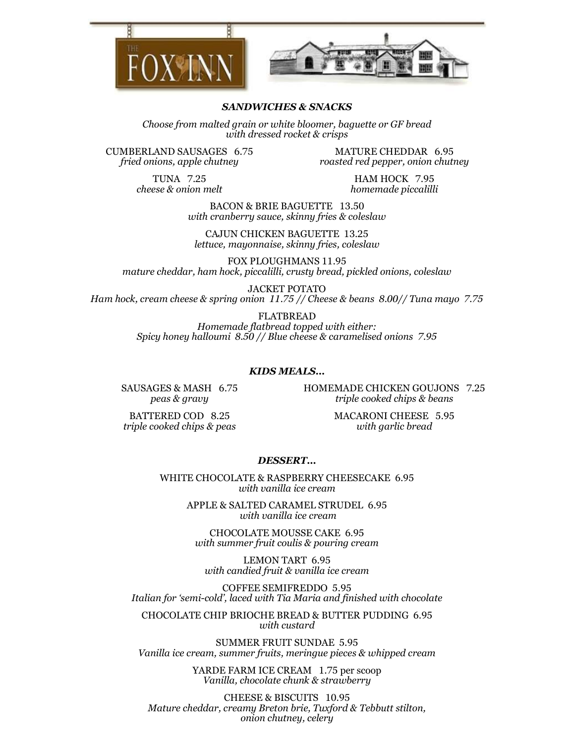THE FOX INN

## *SANDWICHES & SNACKS*

*Choose from malted grain or white bloomer, baguette or GF bread with dressed rocket & crisps*

CUMBERLAND SAUSAGES 6.75
*fried onions, apple chutney*

MATURE CHEDDAR 6.95
*roasted red pepper, onion chutney*

TUNA 7.25
*cheese & onion melt*

HAM HOCK 7.95
*homemade piccalilli*

BACON & BRIE BAGUETTE 13.50
*with cranberry sauce, skinny fries & coleslaw*

CAJUN CHICKEN BAGUETTE 13.25
*lettuce, mayonnaise, skinny fries, coleslaw*

FOX PLOUGHMANS 11.95
*mature cheddar, ham hock, piccalilli, crusty bread, pickled onions, coleslaw*

JACKET POTATO
*Ham hock, cream cheese & spring onion 11.75 // Cheese & beans 8.00// Tuna mayo 7.75*

FLATBREAD
*Homemade flatbread topped with either:*
*Spicy honey halloumi 8.50 // Blue cheese & caramelised onions 7.95*

## *KIDS MEALS…*

SAUSAGES & MASH 6.75
*peas & gravy*

HOMEMADE CHICKEN GOUJONS 7.25
*triple cooked chips & beans*

BATTERED COD 8.25
*triple cooked chips & peas*

MACARONI CHEESE 5.95
*with garlic bread*

## *DESSERT…*

WHITE CHOCOLATE & RASPBERRY CHEESECAKE 6.95
*with vanilla ice cream*

APPLE & SALTED CARAMEL STRUDEL 6.95
*with vanilla ice cream*

CHOCOLATE MOUSSE CAKE 6.95
*with summer fruit coulis & pouring cream*

LEMON TART 6.95
*with candied fruit & vanilla ice cream*

COFFEE SEMIFREDDO 5.95
*Italian for 'semi-cold', laced with Tia Maria and finished with chocolate*

CHOCOLATE CHIP BRIOCHE BREAD & BUTTER PUDDING 6.95
*with custard*

SUMMER FRUIT SUNDAE 5.95
*Vanilla ice cream, summer fruits, meringue pieces & whipped cream*

YARDE FARM ICE CREAM 1.75 per scoop
*Vanilla, chocolate chunk & strawberry*

CHEESE & BISCUITS 10.95
*Mature cheddar, creamy Breton brie, Tuxford & Tebbutt stilton, onion chutney, celery*